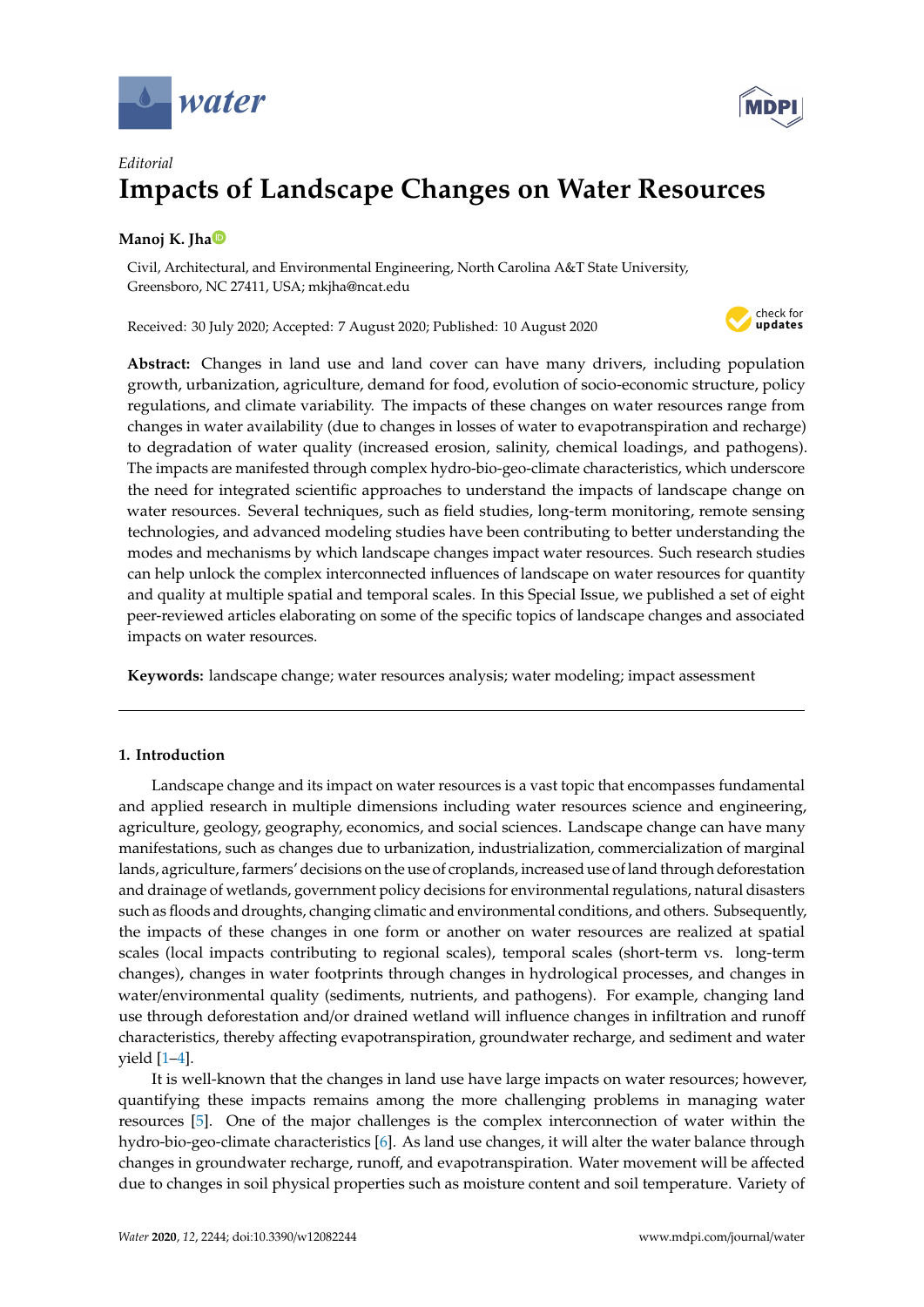*Editorial*

# Impacts of Landscape Changes on Water Resources

**Manoj K. Jha**

Civil, Architectural, and Environmental Engineering, North Carolina A&T State University, Greensboro, NC 27411, USA; mkjha@ncat.edu

Received: 30 July 2020; Accepted: 7 August 2020; Published: 10 August 2020

**Abstract:** Changes in land use and land cover can have many drivers, including population growth, urbanization, agriculture, demand for food, evolution of socio-economic structure, policy regulations, and climate variability. The impacts of these changes on water resources range from changes in water availability (due to changes in losses of water to evapotranspiration and recharge) to degradation of water quality (increased erosion, salinity, chemical loadings, and pathogens). The impacts are manifested through complex hydro-bio-geo-climate characteristics, which underscore the need for integrated scientific approaches to understand the impacts of landscape change on water resources. Several techniques, such as field studies, long-term monitoring, remote sensing technologies, and advanced modeling studies have been contributing to better understanding the modes and mechanisms by which landscape changes impact water resources. Such research studies can help unlock the complex interconnected influences of landscape on water resources for quantity and quality at multiple spatial and temporal scales. In this Special Issue, we published a set of eight peer-reviewed articles elaborating on some of the specific topics of landscape changes and associated impacts on water resources.

**Keywords:** landscape change; water resources analysis; water modeling; impact assessment

## 1. Introduction

Landscape change and its impact on water resources is a vast topic that encompasses fundamental and applied research in multiple dimensions including water resources science and engineering, agriculture, geology, geography, economics, and social sciences. Landscape change can have many manifestations, such as changes due to urbanization, industrialization, commercialization of marginal lands, agriculture, farmers' decisions on the use of croplands, increased use of land through deforestation and drainage of wetlands, government policy decisions for environmental regulations, natural disasters such as floods and droughts, changing climatic and environmental conditions, and others. Subsequently, the impacts of these changes in one form or another on water resources are realized at spatial scales (local impacts contributing to regional scales), temporal scales (short-term vs. long-term changes), changes in water footprints through changes in hydrological processes, and changes in water/environmental quality (sediments, nutrients, and pathogens). For example, changing land use through deforestation and/or drained wetland will influence changes in infiltration and runoff characteristics, thereby affecting evapotranspiration, groundwater recharge, and sediment and water yield [1–4].

It is well-known that the changes in land use have large impacts on water resources; however, quantifying these impacts remains among the more challenging problems in managing water resources [5]. One of the major challenges is the complex interconnection of water within the hydro-bio-geo-climate characteristics [6]. As land use changes, it will alter the water balance through changes in groundwater recharge, runoff, and evapotranspiration. Water movement will be affected due to changes in soil physical properties such as moisture content and soil temperature. Variety of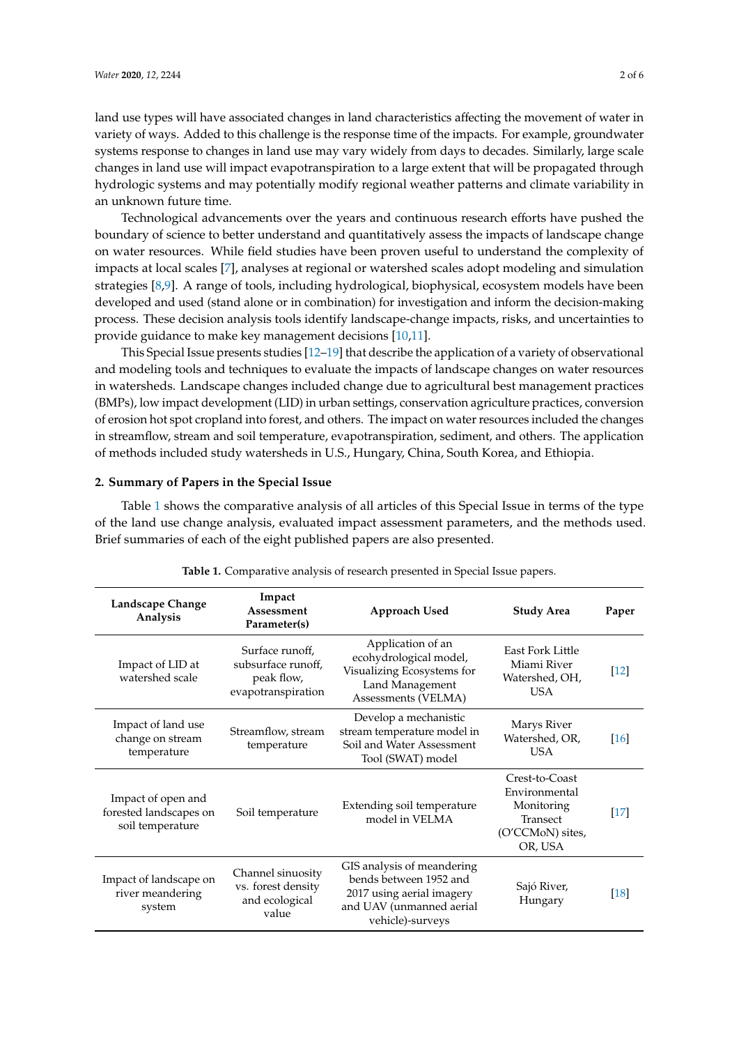land use types will have associated changes in land characteristics affecting the movement of water in variety of ways. Added to this challenge is the response time of the impacts. For example, groundwater systems response to changes in land use may vary widely from days to decades. Similarly, large scale changes in land use will impact evapotranspiration to a large extent that will be propagated through hydrologic systems and may potentially modify regional weather patterns and climate variability in an unknown future time.

Technological advancements over the years and continuous research efforts have pushed the boundary of science to better understand and quantitatively assess the impacts of landscape change on water resources. While field studies have been proven useful to understand the complexity of impacts at local scales [7], analyses at regional or watershed scales adopt modeling and simulation strategies [8,9]. A range of tools, including hydrological, biophysical, ecosystem models have been developed and used (stand alone or in combination) for investigation and inform the decision-making process. These decision analysis tools identify landscape-change impacts, risks, and uncertainties to provide guidance to make key management decisions [10,11].

This Special Issue presents studies [12–19] that describe the application of a variety of observational and modeling tools and techniques to evaluate the impacts of landscape changes on water resources in watersheds. Landscape changes included change due to agricultural best management practices (BMPs), low impact development (LID) in urban settings, conservation agriculture practices, conversion of erosion hot spot cropland into forest, and others. The impact on water resources included the changes in streamflow, stream and soil temperature, evapotranspiration, sediment, and others. The application of methods included study watersheds in U.S., Hungary, China, South Korea, and Ethiopia.

## 2. Summary of Papers in the Special Issue

Table 1 shows the comparative analysis of all articles of this Special Issue in terms of the type of the land use change analysis, evaluated impact assessment parameters, and the methods used. Brief summaries of each of the eight published papers are also presented.

**Table 1.** Comparative analysis of research presented in Special Issue papers.

| Landscape Change Analysis | Impact Assessment Parameter(s) | Approach Used | Study Area | Paper |
|---|---|---|---|---|
| Impact of LID at watershed scale | Surface runoff, subsurface runoff, peak flow, evapotranspiration | Application of an ecohydrological model, Visualizing Ecosystems for Land Management Assessments (VELMA) | East Fork Little Miami River Watershed, OH, USA | [12] |
| Impact of land use change on stream temperature | Streamflow, stream temperature | Develop a mechanistic stream temperature model in Soil and Water Assessment Tool (SWAT) model | Marys River Watershed, OR, USA | [16] |
| Impact of open and forested landscapes on soil temperature | Soil temperature | Extending soil temperature model in VELMA | Crest-to-Coast Environmental Monitoring Transect (O'CCMoN) sites, OR, USA | [17] |
| Impact of landscape on river meandering system | Channel sinuosity vs. forest density and ecological value | GIS analysis of meandering bends between 1952 and 2017 using aerial imagery and UAV (unmanned aerial vehicle)-surveys | Sajó River, Hungary | [18] |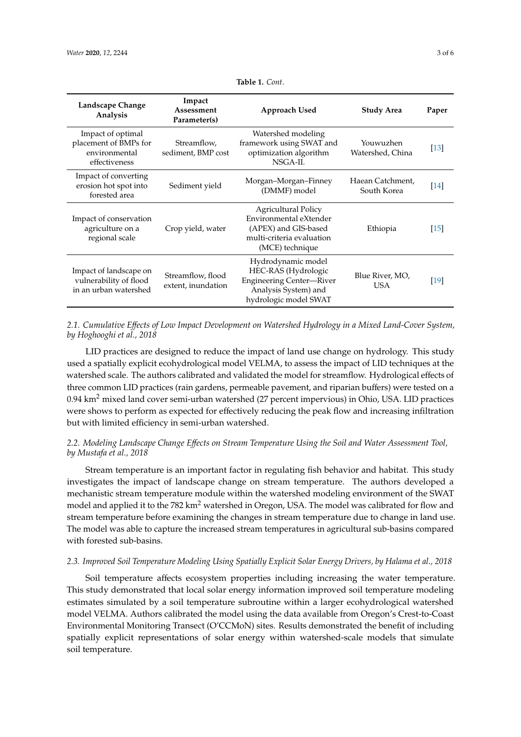**Table 1.** *Cont.*

| Landscape Change Analysis | Impact Assessment Parameter(s) | Approach Used | Study Area | Paper |
|---|---|---|---|---|
| Impact of optimal placement of BMPs for environmental effectiveness | Streamflow, sediment, BMP cost | Watershed modeling framework using SWAT and optimization algorithm NSGA-II. | Youwuzhen Watershed, China | [13] |
| Impact of converting erosion hot spot into forested area | Sediment yield | Morgan–Morgan–Finney (DMMF) model | Haean Catchment, South Korea | [14] |
| Impact of conservation agriculture on a regional scale | Crop yield, water | Agricultural Policy Environmental eXtender (APEX) and GIS-based multi-criteria evaluation (MCE) technique | Ethiopia | [15] |
| Impact of landscape on vulnerability of flood in an urban watershed | Streamflow, flood extent, inundation | Hydrodynamic model HEC-RAS (Hydrologic Engineering Center—River Analysis System) and hydrologic model SWAT | Blue River, MO, USA | [19] |

### *2.1. Cumulative Effects of Low Impact Development on Watershed Hydrology in a Mixed Land-Cover System, by Hoghooghi et al., 2018*

LID practices are designed to reduce the impact of land use change on hydrology. This study used a spatially explicit ecohydrological model VELMA, to assess the impact of LID techniques at the watershed scale. The authors calibrated and validated the model for streamflow. Hydrological effects of three common LID practices (rain gardens, permeable pavement, and riparian buffers) were tested on a 0.94 $km^2$ mixed land cover semi-urban watershed (27 percent impervious) in Ohio, USA. LID practices were shows to perform as expected for effectively reducing the peak flow and increasing infiltration but with limited efficiency in semi-urban watershed.

### *2.2. Modeling Landscape Change Effects on Stream Temperature Using the Soil and Water Assessment Tool, by Mustafa et al., 2018*

Stream temperature is an important factor in regulating fish behavior and habitat. This study investigates the impact of landscape change on stream temperature. The authors developed a mechanistic stream temperature module within the watershed modeling environment of the SWAT model and applied it to the 782 $km^2$ watershed in Oregon, USA. The model was calibrated for flow and stream temperature before examining the changes in stream temperature due to change in land use. The model was able to capture the increased stream temperatures in agricultural sub-basins compared with forested sub-basins.

### *2.3. Improved Soil Temperature Modeling Using Spatially Explicit Solar Energy Drivers, by Halama et al., 2018*

Soil temperature affects ecosystem properties including increasing the water temperature. This study demonstrated that local solar energy information improved soil temperature modeling estimates simulated by a soil temperature subroutine within a larger ecohydrological watershed model VELMA. Authors calibrated the model using the data available from Oregon's Crest-to-Coast Environmental Monitoring Transect (O'CCMoN) sites. Results demonstrated the benefit of including spatially explicit representations of solar energy within watershed-scale models that simulate soil temperature.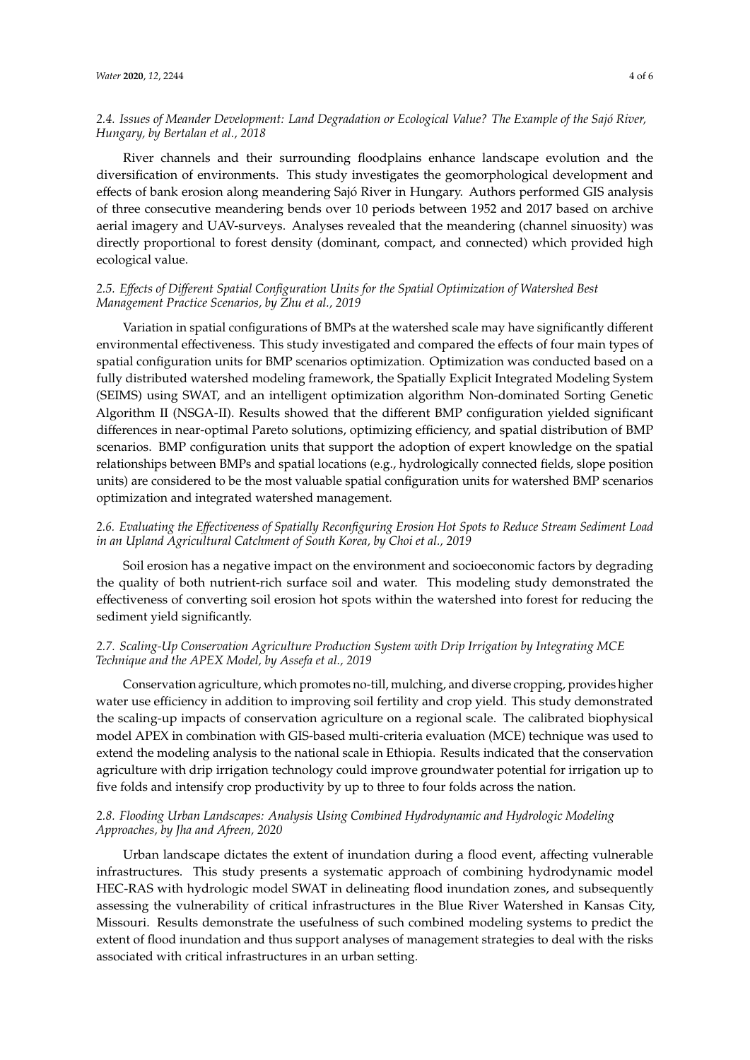### *2.4. Issues of Meander Development: Land Degradation or Ecological Value? The Example of the Sajó River, Hungary, by Bertalan et al., 2018*

River channels and their surrounding floodplains enhance landscape evolution and the diversification of environments. This study investigates the geomorphological development and effects of bank erosion along meandering Sajó River in Hungary. Authors performed GIS analysis of three consecutive meandering bends over 10 periods between 1952 and 2017 based on archive aerial imagery and UAV-surveys. Analyses revealed that the meandering (channel sinuosity) was directly proportional to forest density (dominant, compact, and connected) which provided high ecological value.

### *2.5. Effects of Different Spatial Configuration Units for the Spatial Optimization of Watershed Best Management Practice Scenarios, by Zhu et al., 2019*

Variation in spatial configurations of BMPs at the watershed scale may have significantly different environmental effectiveness. This study investigated and compared the effects of four main types of spatial configuration units for BMP scenarios optimization. Optimization was conducted based on a fully distributed watershed modeling framework, the Spatially Explicit Integrated Modeling System (SEIMS) using SWAT, and an intelligent optimization algorithm Non-dominated Sorting Genetic Algorithm II (NSGA-II). Results showed that the different BMP configuration yielded significant differences in near-optimal Pareto solutions, optimizing efficiency, and spatial distribution of BMP scenarios. BMP configuration units that support the adoption of expert knowledge on the spatial relationships between BMPs and spatial locations (e.g., hydrologically connected fields, slope position units) are considered to be the most valuable spatial configuration units for watershed BMP scenarios optimization and integrated watershed management.

### *2.6. Evaluating the Effectiveness of Spatially Reconfiguring Erosion Hot Spots to Reduce Stream Sediment Load in an Upland Agricultural Catchment of South Korea, by Choi et al., 2019*

Soil erosion has a negative impact on the environment and socioeconomic factors by degrading the quality of both nutrient-rich surface soil and water. This modeling study demonstrated the effectiveness of converting soil erosion hot spots within the watershed into forest for reducing the sediment yield significantly.

### *2.7. Scaling-Up Conservation Agriculture Production System with Drip Irrigation by Integrating MCE Technique and the APEX Model, by Assefa et al., 2019*

Conservation agriculture, which promotes no-till, mulching, and diverse cropping, provides higher water use efficiency in addition to improving soil fertility and crop yield. This study demonstrated the scaling-up impacts of conservation agriculture on a regional scale. The calibrated biophysical model APEX in combination with GIS-based multi-criteria evaluation (MCE) technique was used to extend the modeling analysis to the national scale in Ethiopia. Results indicated that the conservation agriculture with drip irrigation technology could improve groundwater potential for irrigation up to five folds and intensify crop productivity by up to three to four folds across the nation.

### *2.8. Flooding Urban Landscapes: Analysis Using Combined Hydrodynamic and Hydrologic Modeling Approaches, by Jha and Afreen, 2020*

Urban landscape dictates the extent of inundation during a flood event, affecting vulnerable infrastructures. This study presents a systematic approach of combining hydrodynamic model HEC-RAS with hydrologic model SWAT in delineating flood inundation zones, and subsequently assessing the vulnerability of critical infrastructures in the Blue River Watershed in Kansas City, Missouri. Results demonstrate the usefulness of such combined modeling systems to predict the extent of flood inundation and thus support analyses of management strategies to deal with the risks associated with critical infrastructures in an urban setting.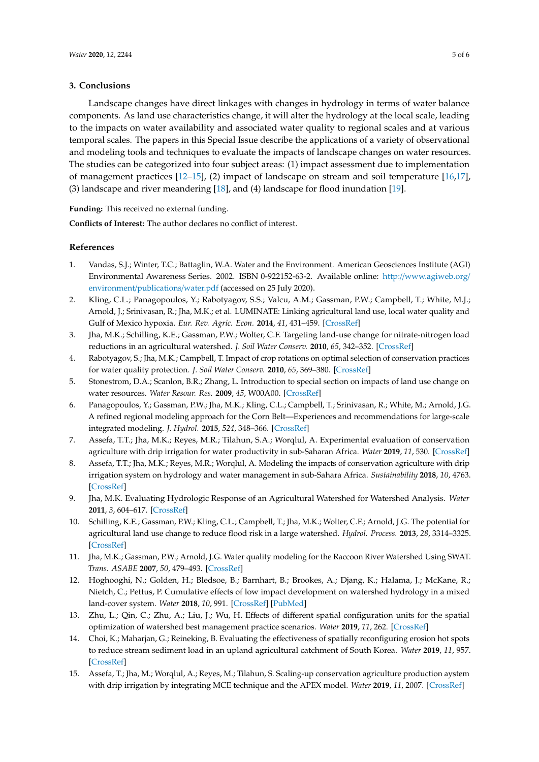## 3. Conclusions

Landscape changes have direct linkages with changes in hydrology in terms of water balance components. As land use characteristics change, it will alter the hydrology at the local scale, leading to the impacts on water availability and associated water quality to regional scales and at various temporal scales. The papers in this Special Issue describe the applications of a variety of observational and modeling tools and techniques to evaluate the impacts of landscape changes on water resources. The studies can be categorized into four subject areas: (1) impact assessment due to implementation of management practices [12–15], (2) impact of landscape on stream and soil temperature [16,17], (3) landscape and river meandering [18], and (4) landscape for flood inundation [19].

**Funding:** This received no external funding.

**Conflicts of Interest:** The author declares no conflict of interest.

## References

1. Vandas, S.J.; Winter, T.C.; Battaglin, W.A. Water and the Environment. American Geosciences Institute (AGI) Environmental Awareness Series. 2002. ISBN 0-922152-63-2. Available online: http://www.agiweb.org/environment/publications/water.pdf (accessed on 25 July 2020).
2. Kling, C.L.; Panagopoulos, Y.; Rabotyagov, S.S.; Valcu, A.M.; Gassman, P.W.; Campbell, T.; White, M.J.; Arnold, J.; Srinivasan, R.; Jha, M.K.; et al. LUMINATE: Linking agricultural land use, local water quality and Gulf of Mexico hypoxia. *Eur. Rev. Agric. Econ.* **2014**, *41*, 431–459. [CrossRef]
3. Jha, M.K.; Schilling, K.E.; Gassman, P.W.; Wolter, C.F. Targeting land-use change for nitrate-nitrogen load reductions in an agricultural watershed. *J. Soil Water Conserv.* **2010**, *65*, 342–352. [CrossRef]
4. Rabotyagov, S.; Jha, M.K.; Campbell, T. Impact of crop rotations on optimal selection of conservation practices for water quality protection. *J. Soil Water Conserv.* **2010**, *65*, 369–380. [CrossRef]
5. Stonestrom, D.A.; Scanlon, B.R.; Zhang, L. Introduction to special section on impacts of land use change on water resources. *Water Resour. Res.* **2009**, *45*, W00A00. [CrossRef]
6. Panagopoulos, Y.; Gassman, P.W.; Jha, M.K.; Kling, C.L.; Campbell, T.; Srinivasan, R.; White, M.; Arnold, J.G. A refined regional modeling approach for the Corn Belt—Experiences and recommendations for large-scale integrated modeling. *J. Hydrol.* **2015**, *524*, 348–366. [CrossRef]
7. Assefa, T.T.; Jha, M.K.; Reyes, M.R.; Tilahun, S.A.; Worqlul, A. Experimental evaluation of conservation agriculture with drip irrigation for water productivity in sub-Saharan Africa. *Water* **2019**, *11*, 530. [CrossRef]
8. Assefa, T.T.; Jha, M.K.; Reyes, M.R.; Worqlul, A. Modeling the impacts of conservation agriculture with drip irrigation system on hydrology and water management in sub-Sahara Africa. *Sustainability* **2018**, *10*, 4763. [CrossRef]
9. Jha, M.K. Evaluating Hydrologic Response of an Agricultural Watershed for Watershed Analysis. *Water* **2011**, *3*, 604–617. [CrossRef]
10. Schilling, K.E.; Gassman, P.W.; Kling, C.L.; Campbell, T.; Jha, M.K.; Wolter, C.F.; Arnold, J.G. The potential for agricultural land use change to reduce flood risk in a large watershed. *Hydrol. Process.* **2013**, *28*, 3314–3325. [CrossRef]
11. Jha, M.K.; Gassman, P.W.; Arnold, J.G. Water quality modeling for the Raccoon River Watershed Using SWAT. *Trans. ASABE* **2007**, *50*, 479–493. [CrossRef]
12. Hoghooghi, N.; Golden, H.; Bledsoe, B.; Barnhart, B.; Brookes, A.; Djang, K.; Halama, J.; McKane, R.; Nietch, C.; Pettus, P. Cumulative effects of low impact development on watershed hydrology in a mixed land-cover system. *Water* **2018**, *10*, 991. [CrossRef] [PubMed]
13. Zhu, L.; Qin, C.; Zhu, A.; Liu, J.; Wu, H. Effects of different spatial configuration units for the spatial optimization of watershed best management practice scenarios. *Water* **2019**, *11*, 262. [CrossRef]
14. Choi, K.; Maharjan, G.; Reineking, B. Evaluating the effectiveness of spatially reconfiguring erosion hot spots to reduce stream sediment load in an upland agricultural catchment of South Korea. *Water* **2019**, *11*, 957. [CrossRef]
15. Assefa, T.; Jha, M.; Worqlul, A.; Reyes, M.; Tilahun, S. Scaling-up conservation agriculture production aystem with drip irrigation by integrating MCE technique and the APEX model. *Water* **2019**, *11*, 2007. [CrossRef]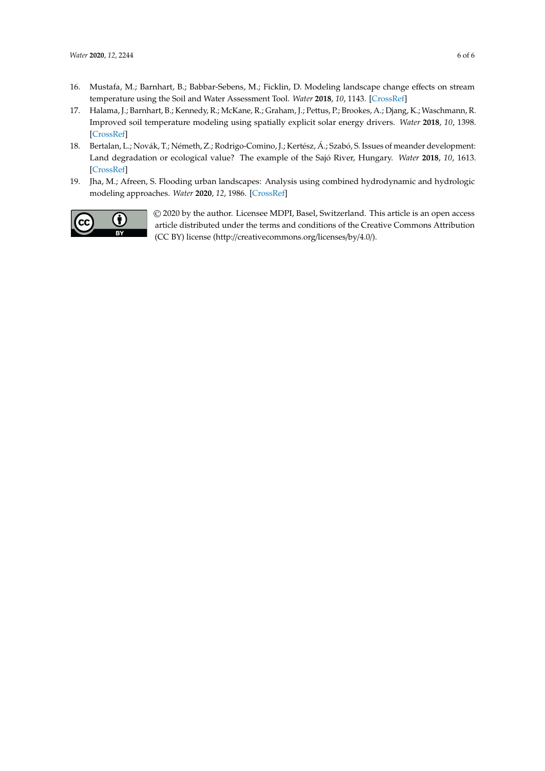16. Mustafa, M.; Barnhart, B.; Babbar-Sebens, M.; Ficklin, D. Modeling landscape change effects on stream temperature using the Soil and Water Assessment Tool. *Water* **2018**, *10*, 1143. [CrossRef]
17. Halama, J.; Barnhart, B.; Kennedy, R.; McKane, R.; Graham, J.; Pettus, P.; Brookes, A.; Djang, K.; Waschmann, R. Improved soil temperature modeling using spatially explicit solar energy drivers. *Water* **2018**, *10*, 1398. [CrossRef]
18. Bertalan, L.; Novák, T.; Németh, Z.; Rodrigo-Comino, J.; Kertész, Á.; Szabó, S. Issues of meander development: Land degradation or ecological value? The example of the Sajó River, Hungary. *Water* **2018**, *10*, 1613. [CrossRef]
19. Jha, M.; Afreen, S. Flooding urban landscapes: Analysis using combined hydrodynamic and hydrologic modeling approaches. *Water* **2020**, *12*, 1986. [CrossRef]

© 2020 by the author. Licensee MDPI, Basel, Switzerland. This article is an open access article distributed under the terms and conditions of the Creative Commons Attribution (CC BY) license (http://creativecommons.org/licenses/by/4.0/).